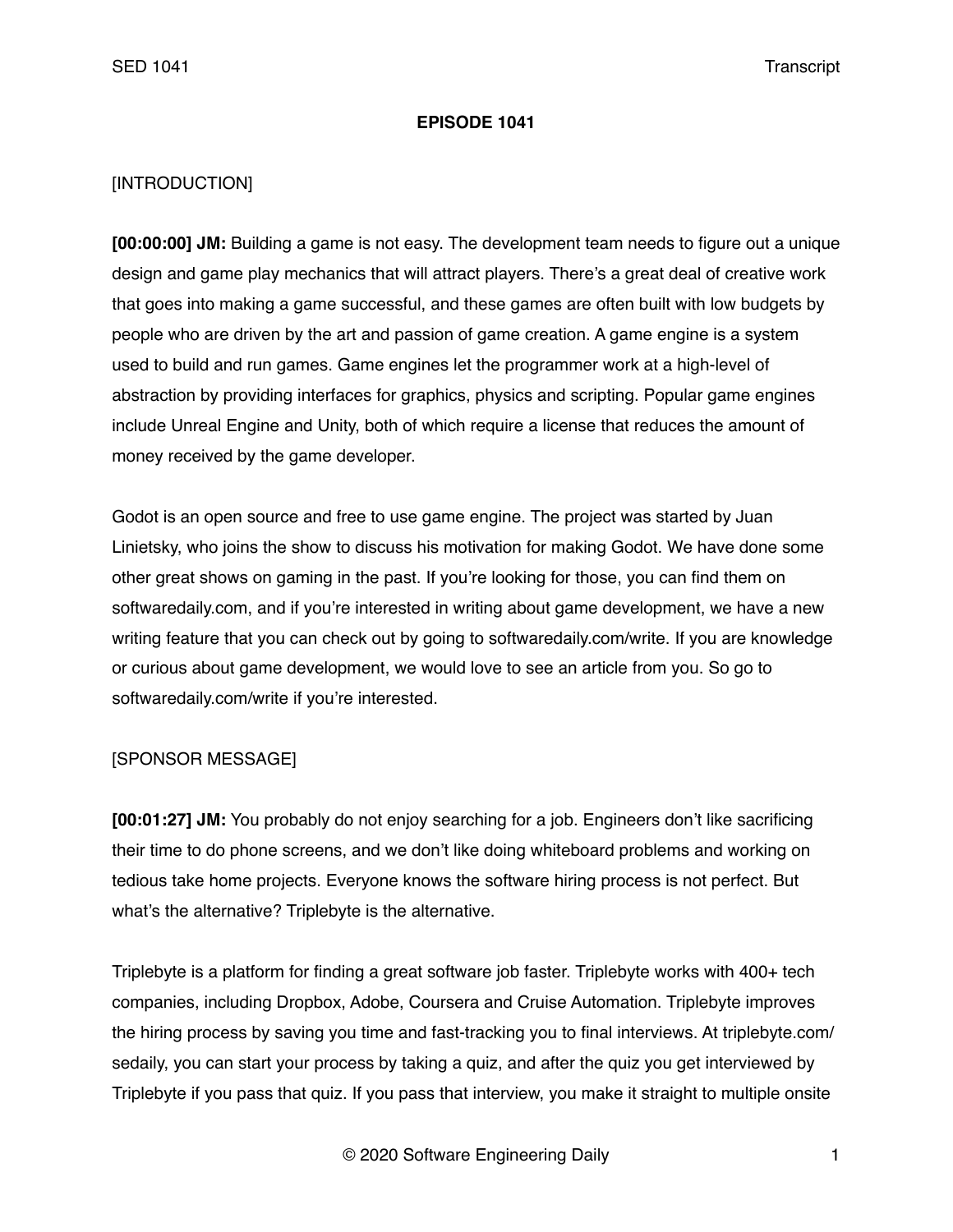# EPISODE 1041

[INTRODUCTION]

**[00:00:00] JM:** Building a game is not easy. The development team needs to figure out a unique design and game play mechanics that will attract players. There's a great deal of creative work that goes into making a game successful, and these games are often built with low budgets by people who are driven by the art and passion of game creation. A game engine is a system used to build and run games. Game engines let the programmer work at a high-level of abstraction by providing interfaces for graphics, physics and scripting. Popular game engines include Unreal Engine and Unity, both of which require a license that reduces the amount of money received by the game developer.

Godot is an open source and free to use game engine. The project was started by Juan Linietsky, who joins the show to discuss his motivation for making Godot. We have done some other great shows on gaming in the past. If you're looking for those, you can find them on softwaredaily.com, and if you're interested in writing about game development, we have a new writing feature that you can check out by going to softwaredaily.com/write. If you are knowledge or curious about game development, we would love to see an article from you. So go to softwaredaily.com/write if you're interested.

[SPONSOR MESSAGE]

**[00:01:27] JM:** You probably do not enjoy searching for a job. Engineers don't like sacrificing their time to do phone screens, and we don't like doing whiteboard problems and working on tedious take home projects. Everyone knows the software hiring process is not perfect. But what's the alternative? Triplebyte is the alternative.

Triplebyte is a platform for finding a great software job faster. Triplebyte works with 400+ tech companies, including Dropbox, Adobe, Coursera and Cruise Automation. Triplebyte improves the hiring process by saving you time and fast-tracking you to final interviews. At triplebyte.com/sedaily, you can start your process by taking a quiz, and after the quiz you get interviewed by Triplebyte if you pass that quiz. If you pass that interview, you make it straight to multiple onsite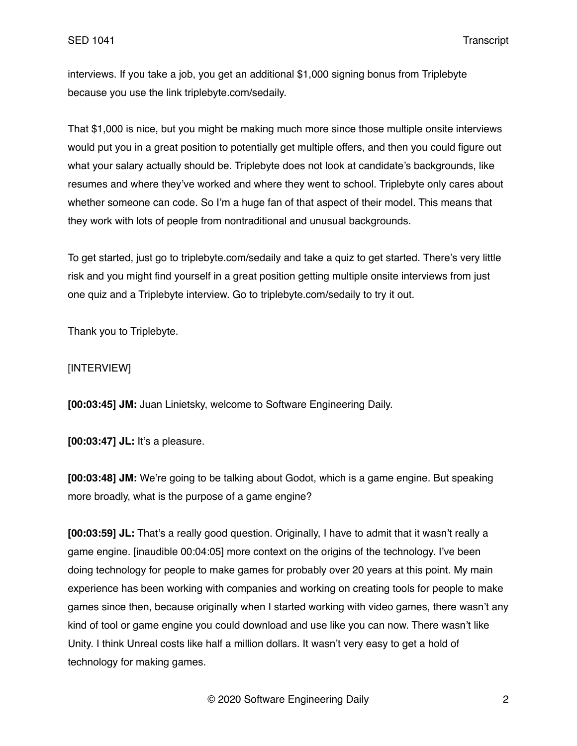interviews. If you take a job, you get an additional $1,000 signing bonus from Triplebyte because you use the link triplebyte.com/sedaily.

That $1,000 is nice, but you might be making much more since those multiple onsite interviews would put you in a great position to potentially get multiple offers, and then you could figure out what your salary actually should be. Triplebyte does not look at candidate's backgrounds, like resumes and where they've worked and where they went to school. Triplebyte only cares about whether someone can code. So I'm a huge fan of that aspect of their model. This means that they work with lots of people from nontraditional and unusual backgrounds.

To get started, just go to triplebyte.com/sedaily and take a quiz to get started. There's very little risk and you might find yourself in a great position getting multiple onsite interviews from just one quiz and a Triplebyte interview. Go to triplebyte.com/sedaily to try it out.

Thank you to Triplebyte.

[INTERVIEW]

**[00:03:45] JM:** Juan Linietsky, welcome to Software Engineering Daily.

**[00:03:47] JL:** It's a pleasure.

**[00:03:48] JM:** We're going to be talking about Godot, which is a game engine. But speaking more broadly, what is the purpose of a game engine?

**[00:03:59] JL:** That's a really good question. Originally, I have to admit that it wasn't really a game engine. [inaudible 00:04:05] more context on the origins of the technology. I've been doing technology for people to make games for probably over 20 years at this point. My main experience has been working with companies and working on creating tools for people to make games since then, because originally when I started working with video games, there wasn't any kind of tool or game engine you could download and use like you can now. There wasn't like Unity. I think Unreal costs like half a million dollars. It wasn't very easy to get a hold of technology for making games.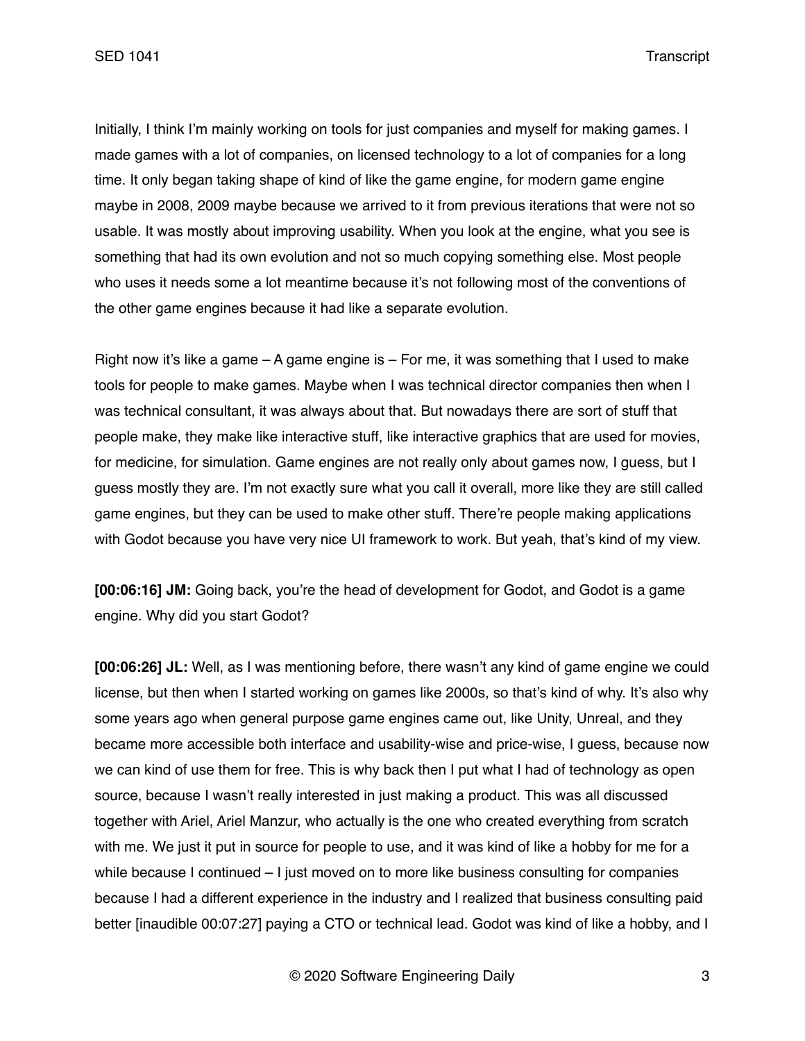Initially, I think I'm mainly working on tools for just companies and myself for making games. I made games with a lot of companies, on licensed technology to a lot of companies for a long time. It only began taking shape of kind of like the game engine, for modern game engine maybe in 2008, 2009 maybe because we arrived to it from previous iterations that were not so usable. It was mostly about improving usability. When you look at the engine, what you see is something that had its own evolution and not so much copying something else. Most people who uses it needs some a lot meantime because it's not following most of the conventions of the other game engines because it had like a separate evolution.

Right now it's like a game – A game engine is – For me, it was something that I used to make tools for people to make games. Maybe when I was technical director companies then when I was technical consultant, it was always about that. But nowadays there are sort of stuff that people make, they make like interactive stuff, like interactive graphics that are used for movies, for medicine, for simulation. Game engines are not really only about games now, I guess, but I guess mostly they are. I'm not exactly sure what you call it overall, more like they are still called game engines, but they can be used to make other stuff. There're people making applications with Godot because you have very nice UI framework to work. But yeah, that's kind of my view.

**[00:06:16] JM:** Going back, you're the head of development for Godot, and Godot is a game engine. Why did you start Godot?

**[00:06:26] JL:** Well, as I was mentioning before, there wasn't any kind of game engine we could license, but then when I started working on games like 2000s, so that's kind of why. It's also why some years ago when general purpose game engines came out, like Unity, Unreal, and they became more accessible both interface and usability-wise and price-wise, I guess, because now we can kind of use them for free. This is why back then I put what I had of technology as open source, because I wasn't really interested in just making a product. This was all discussed together with Ariel, Ariel Manzur, who actually is the one who created everything from scratch with me. We just it put in source for people to use, and it was kind of like a hobby for me for a while because I continued – I just moved on to more like business consulting for companies because I had a different experience in the industry and I realized that business consulting paid better [inaudible 00:07:27] paying a CTO or technical lead. Godot was kind of like a hobby, and I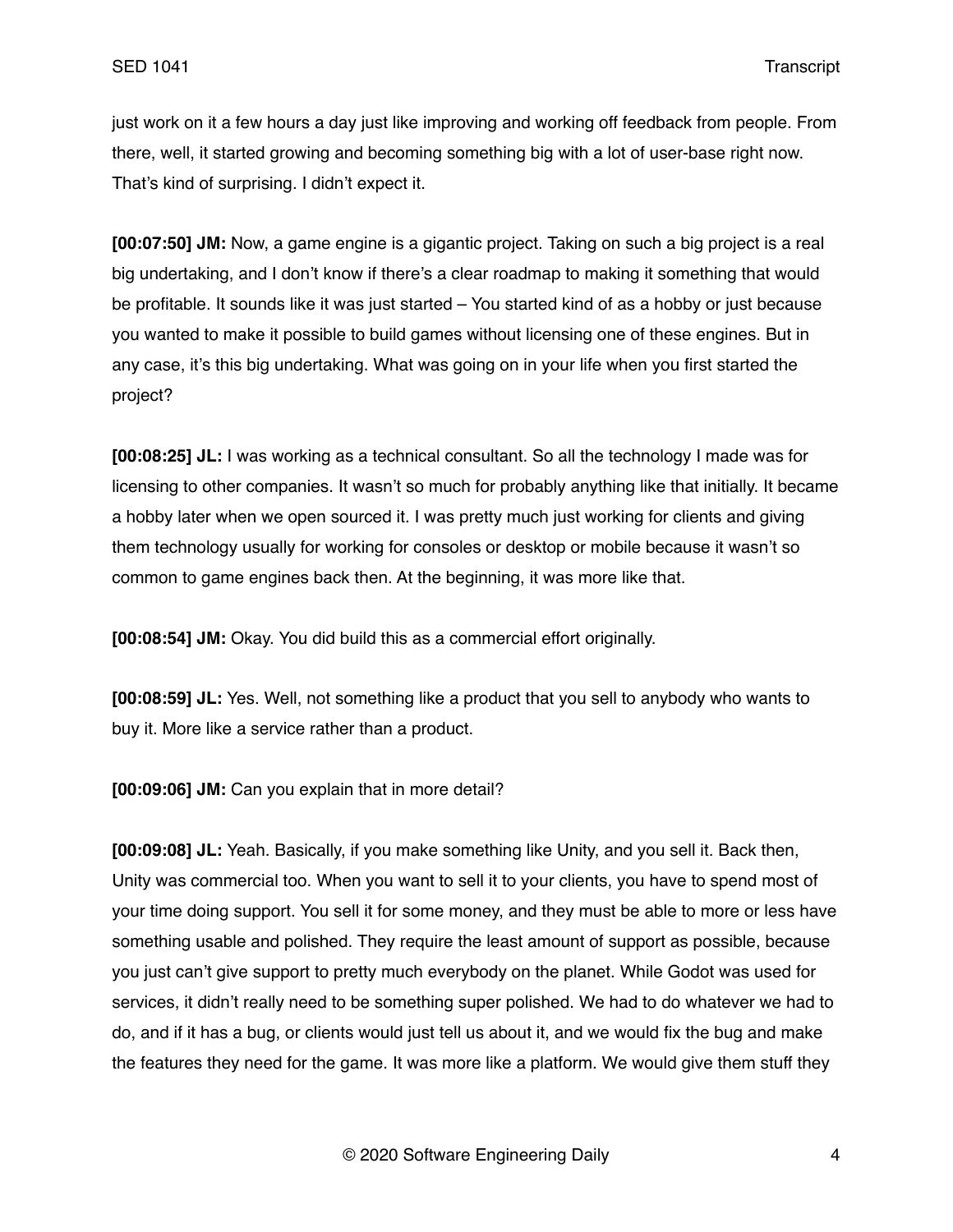just work on it a few hours a day just like improving and working off feedback from people. From there, well, it started growing and becoming something big with a lot of user-base right now. That's kind of surprising. I didn't expect it.

**[00:07:50] JM:** Now, a game engine is a gigantic project. Taking on such a big project is a real big undertaking, and I don't know if there's a clear roadmap to making it something that would be profitable. It sounds like it was just started – You started kind of as a hobby or just because you wanted to make it possible to build games without licensing one of these engines. But in any case, it's this big undertaking. What was going on in your life when you first started the project?

**[00:08:25] JL:** I was working as a technical consultant. So all the technology I made was for licensing to other companies. It wasn't so much for probably anything like that initially. It became a hobby later when we open sourced it. I was pretty much just working for clients and giving them technology usually for working for consoles or desktop or mobile because it wasn't so common to game engines back then. At the beginning, it was more like that.

**[00:08:54] JM:** Okay. You did build this as a commercial effort originally.

**[00:08:59] JL:** Yes. Well, not something like a product that you sell to anybody who wants to buy it. More like a service rather than a product.

**[00:09:06] JM:** Can you explain that in more detail?

**[00:09:08] JL:** Yeah. Basically, if you make something like Unity, and you sell it. Back then, Unity was commercial too. When you want to sell it to your clients, you have to spend most of your time doing support. You sell it for some money, and they must be able to more or less have something usable and polished. They require the least amount of support as possible, because you just can't give support to pretty much everybody on the planet. While Godot was used for services, it didn't really need to be something super polished. We had to do whatever we had to do, and if it has a bug, or clients would just tell us about it, and we would fix the bug and make the features they need for the game. It was more like a platform. We would give them stuff they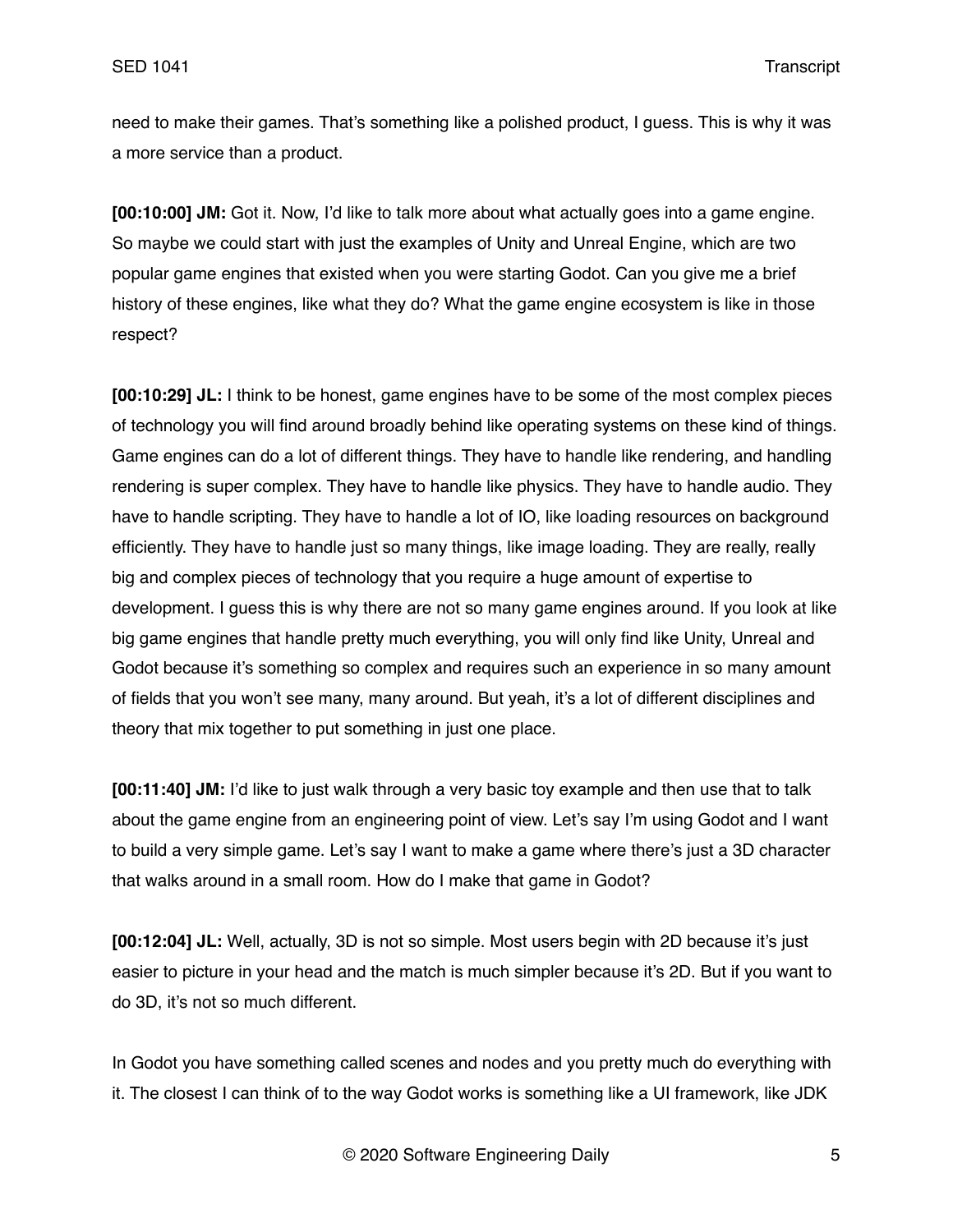need to make their games. That's something like a polished product, I guess. This is why it was a more service than a product.

**[00:10:00] JM:** Got it. Now, I'd like to talk more about what actually goes into a game engine. So maybe we could start with just the examples of Unity and Unreal Engine, which are two popular game engines that existed when you were starting Godot. Can you give me a brief history of these engines, like what they do? What the game engine ecosystem is like in those respect?

**[00:10:29] JL:** I think to be honest, game engines have to be some of the most complex pieces of technology you will find around broadly behind like operating systems on these kind of things. Game engines can do a lot of different things. They have to handle like rendering, and handling rendering is super complex. They have to handle like physics. They have to handle audio. They have to handle scripting. They have to handle a lot of IO, like loading resources on background efficiently. They have to handle just so many things, like image loading. They are really, really big and complex pieces of technology that you require a huge amount of expertise to development. I guess this is why there are not so many game engines around. If you look at like big game engines that handle pretty much everything, you will only find like Unity, Unreal and Godot because it's something so complex and requires such an experience in so many amount of fields that you won't see many, many around. But yeah, it's a lot of different disciplines and theory that mix together to put something in just one place.

**[00:11:40] JM:** I'd like to just walk through a very basic toy example and then use that to talk about the game engine from an engineering point of view. Let's say I'm using Godot and I want to build a very simple game. Let's say I want to make a game where there's just a 3D character that walks around in a small room. How do I make that game in Godot?

**[00:12:04] JL:** Well, actually, 3D is not so simple. Most users begin with 2D because it's just easier to picture in your head and the match is much simpler because it's 2D. But if you want to do 3D, it's not so much different.

In Godot you have something called scenes and nodes and you pretty much do everything with it. The closest I can think of to the way Godot works is something like a UI framework, like JDK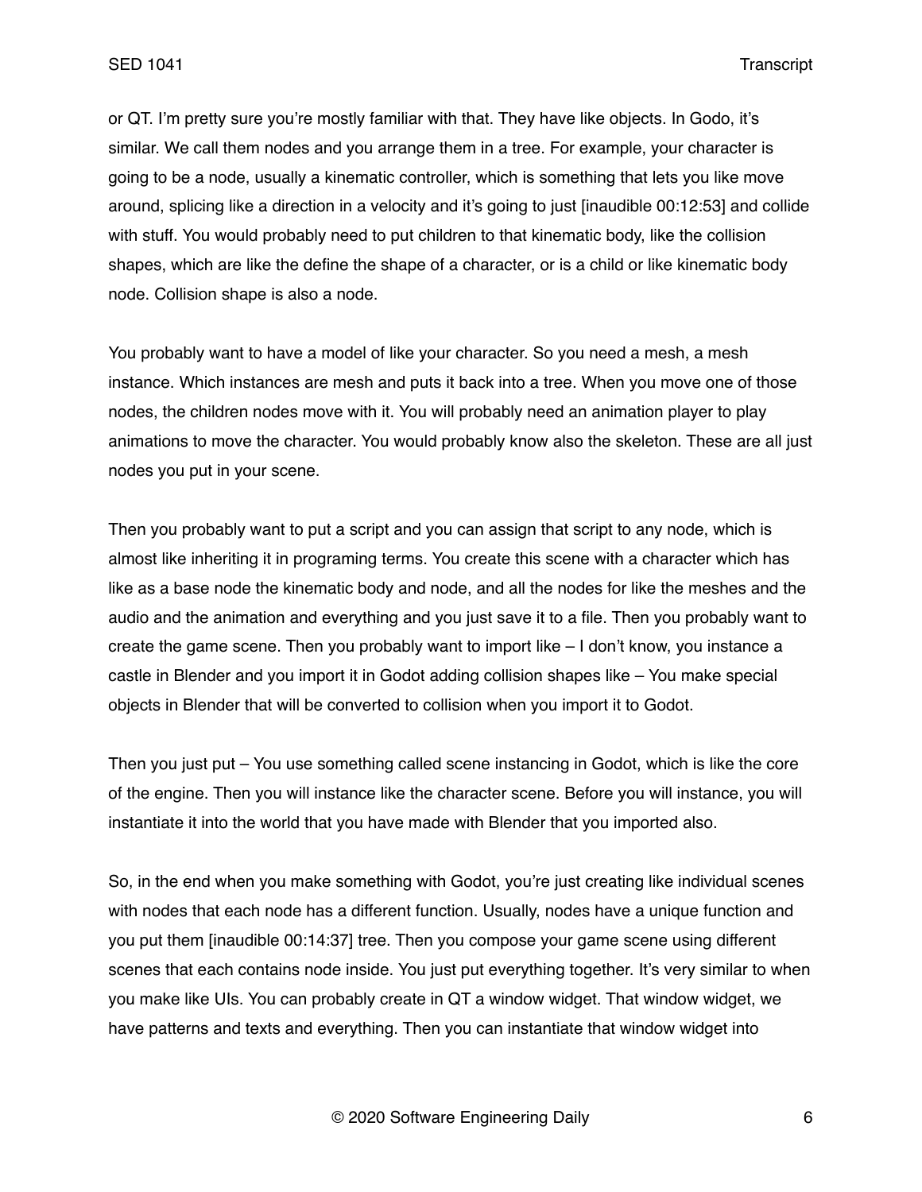or QT. I'm pretty sure you're mostly familiar with that. They have like objects. In Godo, it's similar. We call them nodes and you arrange them in a tree. For example, your character is going to be a node, usually a kinematic controller, which is something that lets you like move around, splicing like a direction in a velocity and it's going to just [inaudible 00:12:53] and collide with stuff. You would probably need to put children to that kinematic body, like the collision shapes, which are like the define the shape of a character, or is a child or like kinematic body node. Collision shape is also a node.

You probably want to have a model of like your character. So you need a mesh, a mesh instance. Which instances are mesh and puts it back into a tree. When you move one of those nodes, the children nodes move with it. You will probably need an animation player to play animations to move the character. You would probably know also the skeleton. These are all just nodes you put in your scene.

Then you probably want to put a script and you can assign that script to any node, which is almost like inheriting it in programing terms. You create this scene with a character which has like as a base node the kinematic body and node, and all the nodes for like the meshes and the audio and the animation and everything and you just save it to a file. Then you probably want to create the game scene. Then you probably want to import like – I don't know, you instance a castle in Blender and you import it in Godot adding collision shapes like – You make special objects in Blender that will be converted to collision when you import it to Godot.

Then you just put – You use something called scene instancing in Godot, which is like the core of the engine. Then you will instance like the character scene. Before you will instance, you will instantiate it into the world that you have made with Blender that you imported also.

So, in the end when you make something with Godot, you're just creating like individual scenes with nodes that each node has a different function. Usually, nodes have a unique function and you put them [inaudible 00:14:37] tree. Then you compose your game scene using different scenes that each contains node inside. You just put everything together. It's very similar to when you make like UIs. You can probably create in QT a window widget. That window widget, we have patterns and texts and everything. Then you can instantiate that window widget into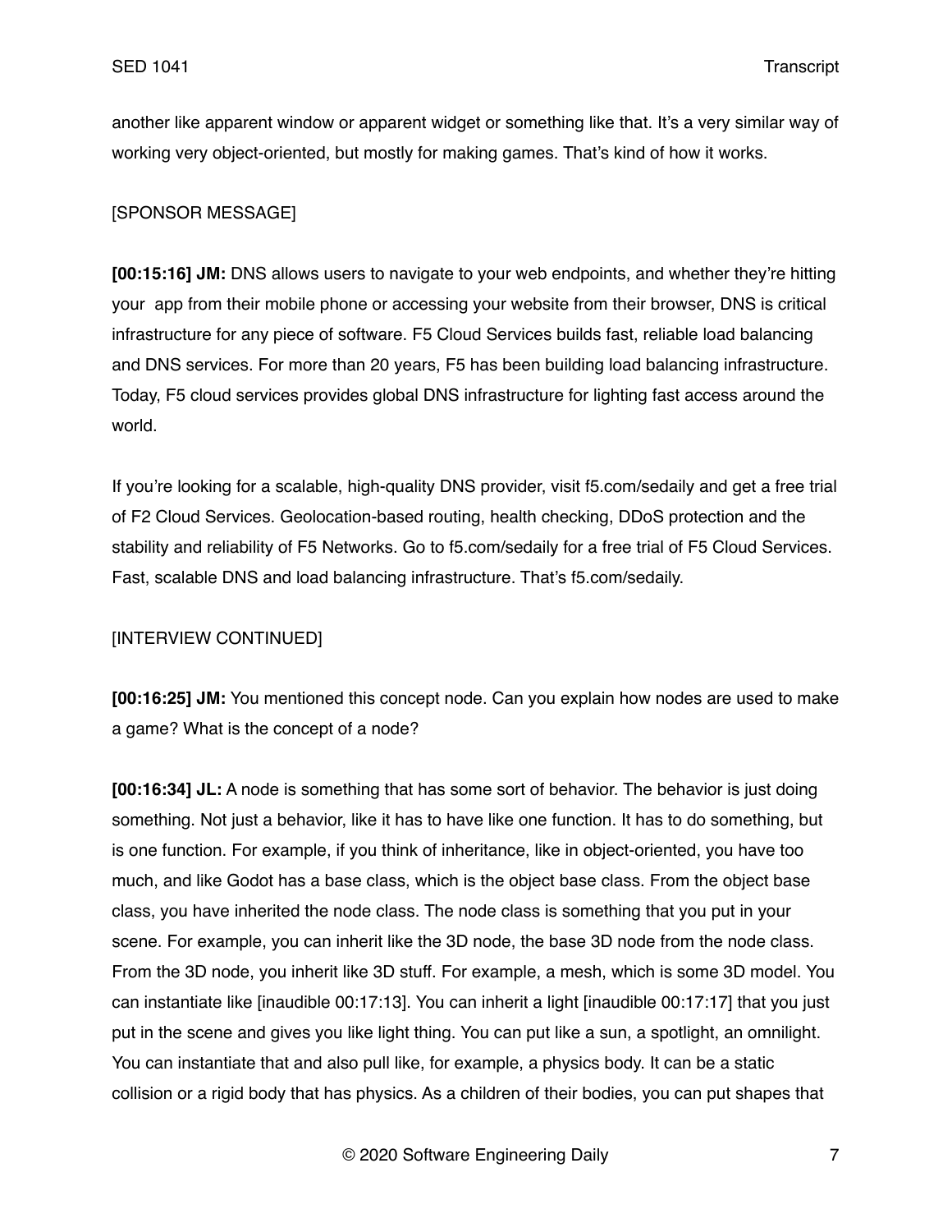another like apparent window or apparent widget or something like that. It's a very similar way of working very object-oriented, but mostly for making games. That's kind of how it works.

[SPONSOR MESSAGE]

**[00:15:16] JM:** DNS allows users to navigate to your web endpoints, and whether they're hitting your app from their mobile phone or accessing your website from their browser, DNS is critical infrastructure for any piece of software. F5 Cloud Services builds fast, reliable load balancing and DNS services. For more than 20 years, F5 has been building load balancing infrastructure. Today, F5 cloud services provides global DNS infrastructure for lighting fast access around the world.

If you're looking for a scalable, high-quality DNS provider, visit f5.com/sedaily and get a free trial of F2 Cloud Services. Geolocation-based routing, health checking, DDoS protection and the stability and reliability of F5 Networks. Go to f5.com/sedaily for a free trial of F5 Cloud Services. Fast, scalable DNS and load balancing infrastructure. That's f5.com/sedaily.

[INTERVIEW CONTINUED]

**[00:16:25] JM:** You mentioned this concept node. Can you explain how nodes are used to make a game? What is the concept of a node?

**[00:16:34] JL:** A node is something that has some sort of behavior. The behavior is just doing something. Not just a behavior, like it has to have like one function. It has to do something, but is one function. For example, if you think of inheritance, like in object-oriented, you have too much, and like Godot has a base class, which is the object base class. From the object base class, you have inherited the node class. The node class is something that you put in your scene. For example, you can inherit like the 3D node, the base 3D node from the node class. From the 3D node, you inherit like 3D stuff. For example, a mesh, which is some 3D model. You can instantiate like [inaudible 00:17:13]. You can inherit a light [inaudible 00:17:17] that you just put in the scene and gives you like light thing. You can put like a sun, a spotlight, an omnilight. You can instantiate that and also pull like, for example, a physics body. It can be a static collision or a rigid body that has physics. As a children of their bodies, you can put shapes that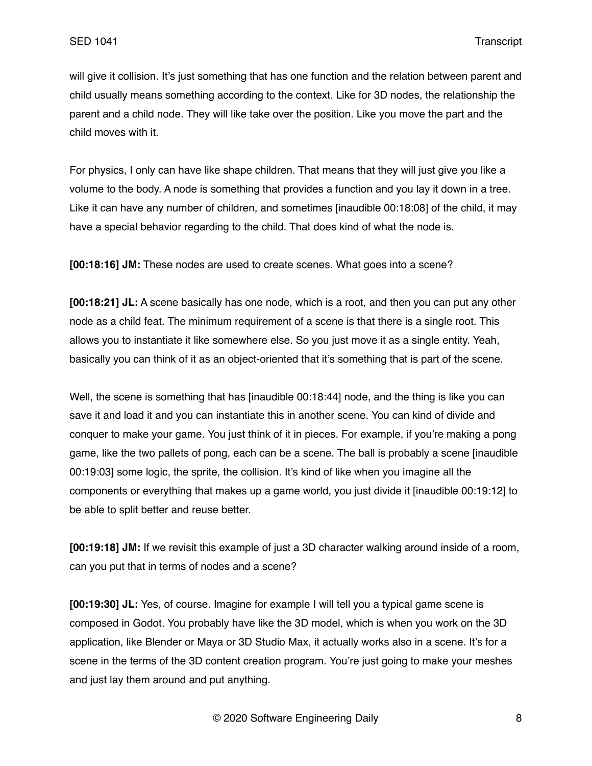will give it collision. It's just something that has one function and the relation between parent and child usually means something according to the context. Like for 3D nodes, the relationship the parent and a child node. They will like take over the position. Like you move the part and the child moves with it.

For physics, I only can have like shape children. That means that they will just give you like a volume to the body. A node is something that provides a function and you lay it down in a tree. Like it can have any number of children, and sometimes [inaudible 00:18:08] of the child, it may have a special behavior regarding to the child. That does kind of what the node is.

**[00:18:16] JM:** These nodes are used to create scenes. What goes into a scene?

**[00:18:21] JL:** A scene basically has one node, which is a root, and then you can put any other node as a child feat. The minimum requirement of a scene is that there is a single root. This allows you to instantiate it like somewhere else. So you just move it as a single entity. Yeah, basically you can think of it as an object-oriented that it's something that is part of the scene.

Well, the scene is something that has [inaudible 00:18:44] node, and the thing is like you can save it and load it and you can instantiate this in another scene. You can kind of divide and conquer to make your game. You just think of it in pieces. For example, if you're making a pong game, like the two pallets of pong, each can be a scene. The ball is probably a scene [inaudible 00:19:03] some logic, the sprite, the collision. It's kind of like when you imagine all the components or everything that makes up a game world, you just divide it [inaudible 00:19:12] to be able to split better and reuse better.

**[00:19:18] JM:** If we revisit this example of just a 3D character walking around inside of a room, can you put that in terms of nodes and a scene?

**[00:19:30] JL:** Yes, of course. Imagine for example I will tell you a typical game scene is composed in Godot. You probably have like the 3D model, which is when you work on the 3D application, like Blender or Maya or 3D Studio Max, it actually works also in a scene. It's for a scene in the terms of the 3D content creation program. You're just going to make your meshes and just lay them around and put anything.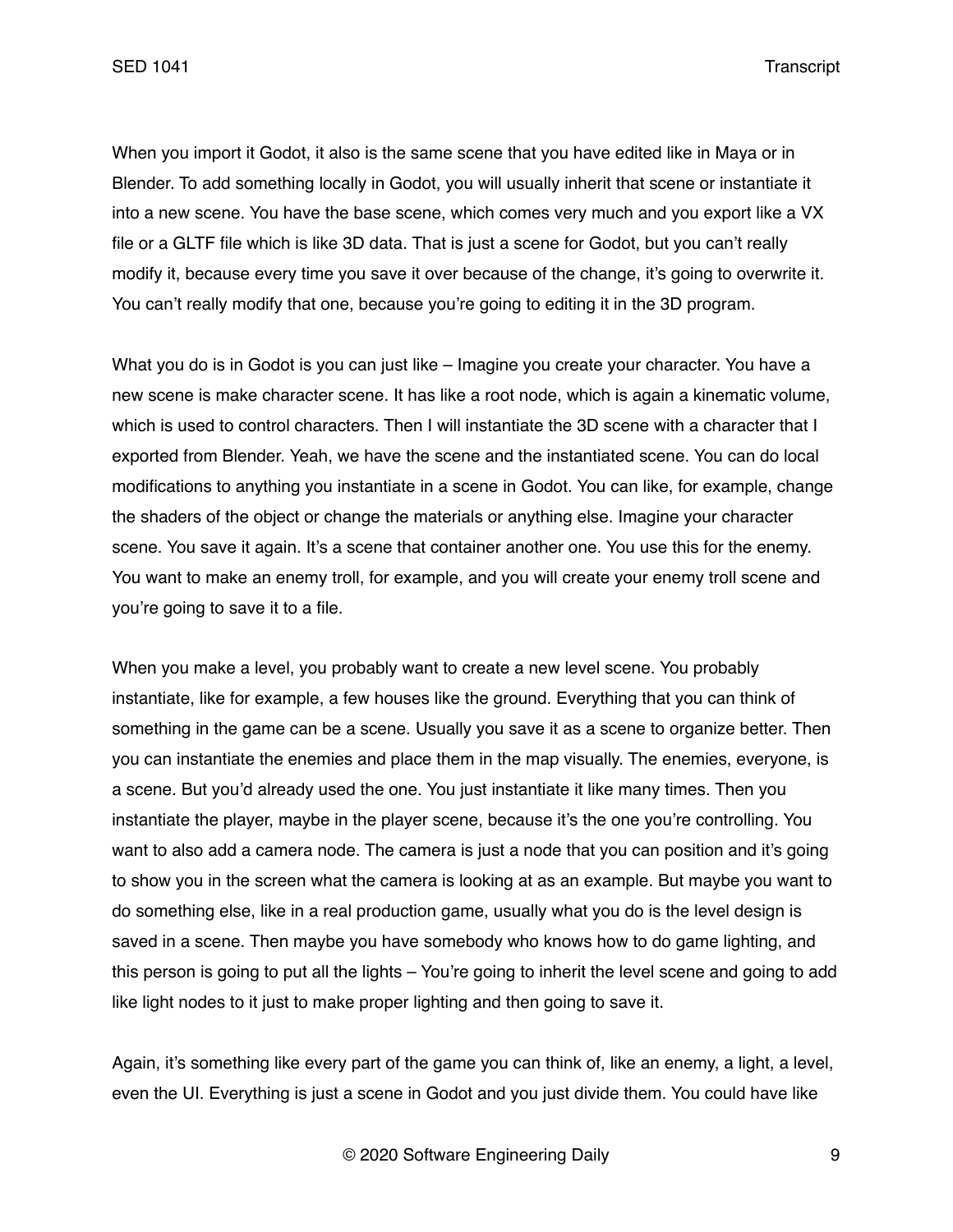When you import it Godot, it also is the same scene that you have edited like in Maya or in Blender. To add something locally in Godot, you will usually inherit that scene or instantiate it into a new scene. You have the base scene, which comes very much and you export like a VX file or a GLTF file which is like 3D data. That is just a scene for Godot, but you can't really modify it, because every time you save it over because of the change, it's going to overwrite it. You can't really modify that one, because you're going to editing it in the 3D program.

What you do is in Godot is you can just like – Imagine you create your character. You have a new scene is make character scene. It has like a root node, which is again a kinematic volume, which is used to control characters. Then I will instantiate the 3D scene with a character that I exported from Blender. Yeah, we have the scene and the instantiated scene. You can do local modifications to anything you instantiate in a scene in Godot. You can like, for example, change the shaders of the object or change the materials or anything else. Imagine your character scene. You save it again. It's a scene that container another one. You use this for the enemy. You want to make an enemy troll, for example, and you will create your enemy troll scene and you're going to save it to a file.

When you make a level, you probably want to create a new level scene. You probably instantiate, like for example, a few houses like the ground. Everything that you can think of something in the game can be a scene. Usually you save it as a scene to organize better. Then you can instantiate the enemies and place them in the map visually. The enemies, everyone, is a scene. But you'd already used the one. You just instantiate it like many times. Then you instantiate the player, maybe in the player scene, because it's the one you're controlling. You want to also add a camera node. The camera is just a node that you can position and it's going to show you in the screen what the camera is looking at as an example. But maybe you want to do something else, like in a real production game, usually what you do is the level design is saved in a scene. Then maybe you have somebody who knows how to do game lighting, and this person is going to put all the lights – You're going to inherit the level scene and going to add like light nodes to it just to make proper lighting and then going to save it.

Again, it's something like every part of the game you can think of, like an enemy, a light, a level, even the UI. Everything is just a scene in Godot and you just divide them. You could have like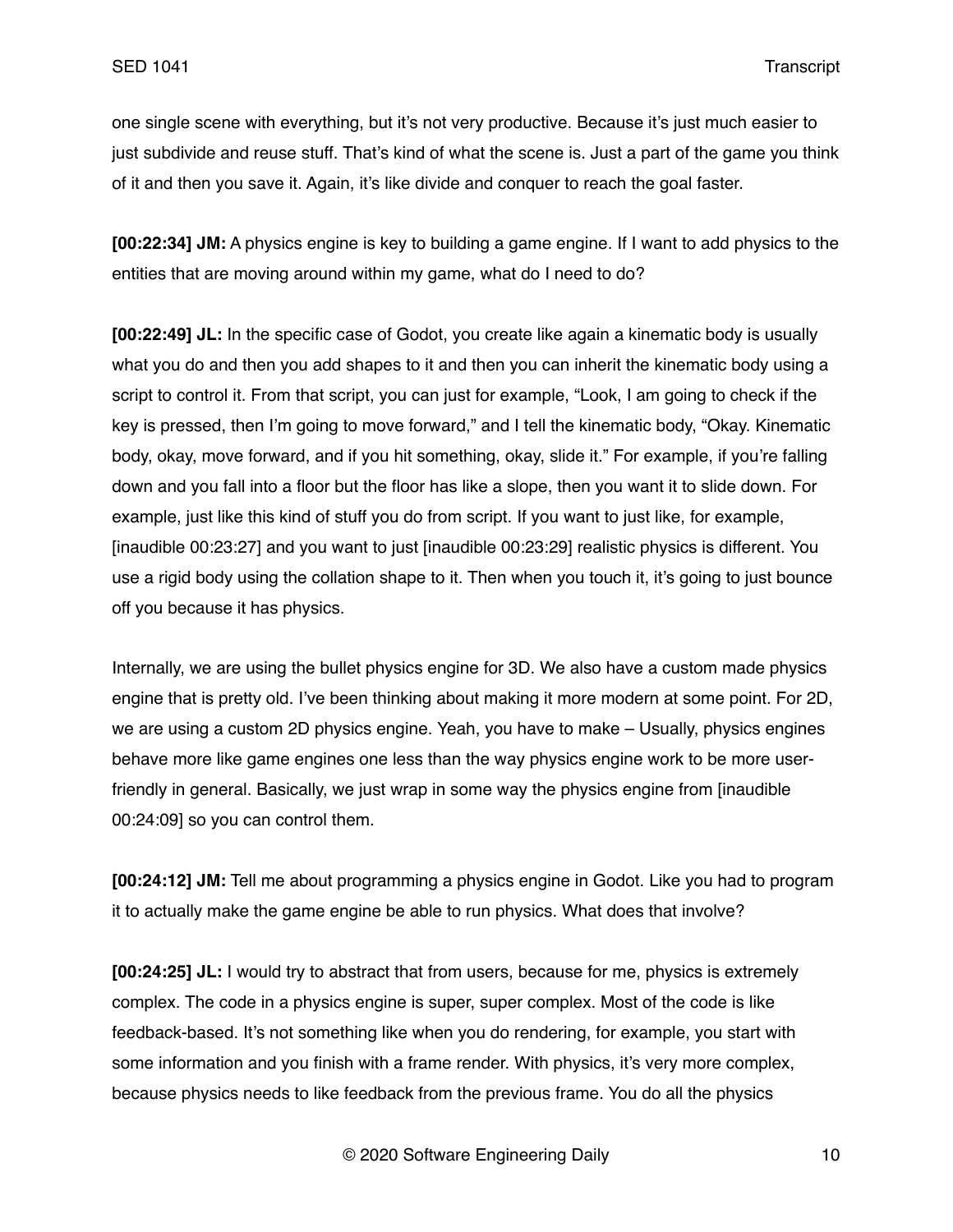one single scene with everything, but it's not very productive. Because it's just much easier to just subdivide and reuse stuff. That's kind of what the scene is. Just a part of the game you think of it and then you save it. Again, it's like divide and conquer to reach the goal faster.

**[00:22:34] JM:** A physics engine is key to building a game engine. If I want to add physics to the entities that are moving around within my game, what do I need to do?

**[00:22:49] JL:** In the specific case of Godot, you create like again a kinematic body is usually what you do and then you add shapes to it and then you can inherit the kinematic body using a script to control it. From that script, you can just for example, "Look, I am going to check if the key is pressed, then I'm going to move forward," and I tell the kinematic body, "Okay. Kinematic body, okay, move forward, and if you hit something, okay, slide it." For example, if you're falling down and you fall into a floor but the floor has like a slope, then you want it to slide down. For example, just like this kind of stuff you do from script. If you want to just like, for example, [inaudible 00:23:27] and you want to just [inaudible 00:23:29] realistic physics is different. You use a rigid body using the collation shape to it. Then when you touch it, it's going to just bounce off you because it has physics.

Internally, we are using the bullet physics engine for 3D. We also have a custom made physics engine that is pretty old. I've been thinking about making it more modern at some point. For 2D, we are using a custom 2D physics engine. Yeah, you have to make – Usually, physics engines behave more like game engines one less than the way physics engine work to be more user-friendly in general. Basically, we just wrap in some way the physics engine from [inaudible 00:24:09] so you can control them.

**[00:24:12] JM:** Tell me about programming a physics engine in Godot. Like you had to program it to actually make the game engine be able to run physics. What does that involve?

**[00:24:25] JL:** I would try to abstract that from users, because for me, physics is extremely complex. The code in a physics engine is super, super complex. Most of the code is like feedback-based. It's not something like when you do rendering, for example, you start with some information and you finish with a frame render. With physics, it's very more complex, because physics needs to like feedback from the previous frame. You do all the physics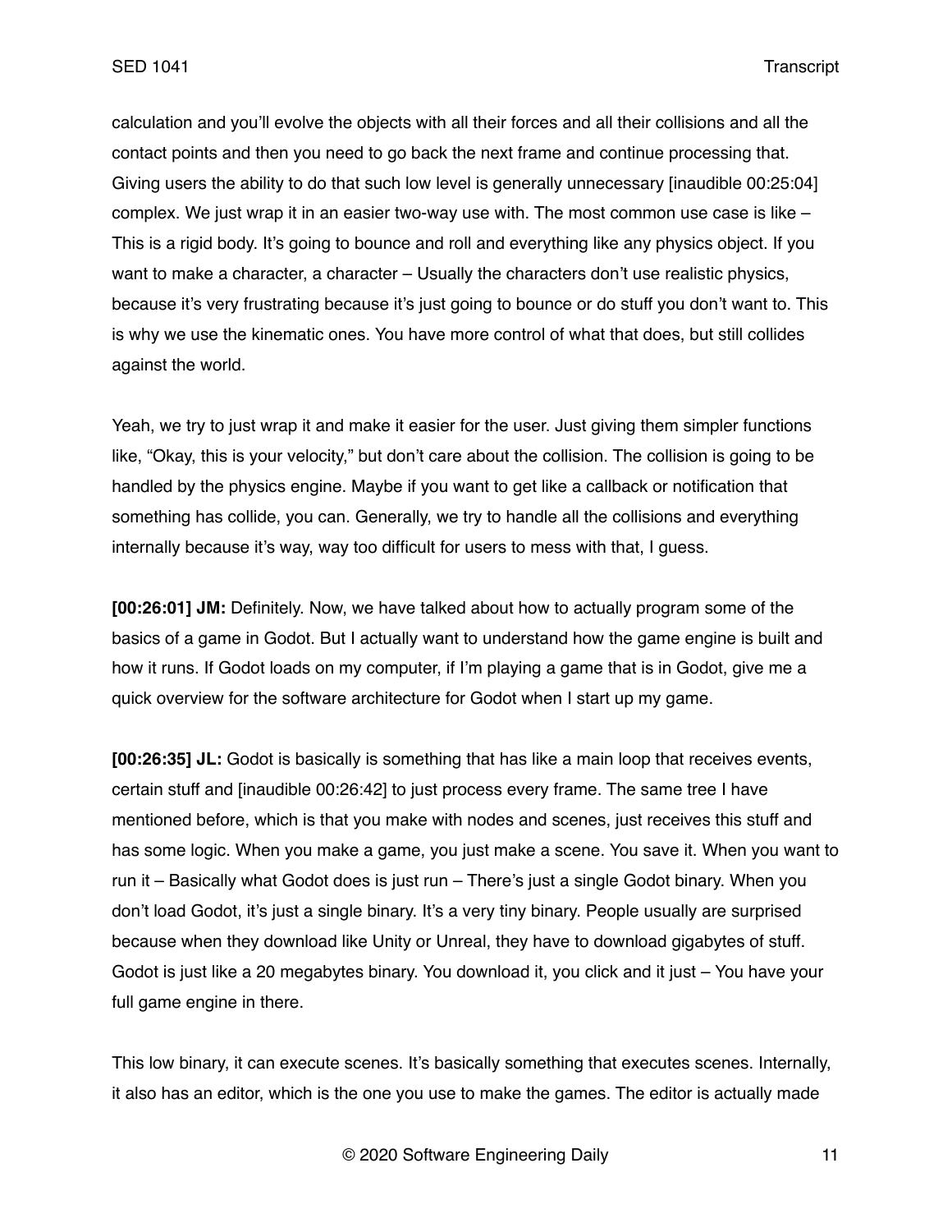calculation and you'll evolve the objects with all their forces and all their collisions and all the contact points and then you need to go back the next frame and continue processing that. Giving users the ability to do that such low level is generally unnecessary [inaudible 00:25:04] complex. We just wrap it in an easier two-way use with. The most common use case is like – This is a rigid body. It's going to bounce and roll and everything like any physics object. If you want to make a character, a character – Usually the characters don't use realistic physics, because it's very frustrating because it's just going to bounce or do stuff you don't want to. This is why we use the kinematic ones. You have more control of what that does, but still collides against the world.

Yeah, we try to just wrap it and make it easier for the user. Just giving them simpler functions like, "Okay, this is your velocity," but don't care about the collision. The collision is going to be handled by the physics engine. Maybe if you want to get like a callback or notification that something has collide, you can. Generally, we try to handle all the collisions and everything internally because it's way, way too difficult for users to mess with that, I guess.

**[00:26:01] JM:** Definitely. Now, we have talked about how to actually program some of the basics of a game in Godot. But I actually want to understand how the game engine is built and how it runs. If Godot loads on my computer, if I'm playing a game that is in Godot, give me a quick overview for the software architecture for Godot when I start up my game.

**[00:26:35] JL:** Godot is basically is something that has like a main loop that receives events, certain stuff and [inaudible 00:26:42] to just process every frame. The same tree I have mentioned before, which is that you make with nodes and scenes, just receives this stuff and has some logic. When you make a game, you just make a scene. You save it. When you want to run it – Basically what Godot does is just run – There's just a single Godot binary. When you don't load Godot, it's just a single binary. It's a very tiny binary. People usually are surprised because when they download like Unity or Unreal, they have to download gigabytes of stuff. Godot is just like a 20 megabytes binary. You download it, you click and it just – You have your full game engine in there.

This low binary, it can execute scenes. It's basically something that executes scenes. Internally, it also has an editor, which is the one you use to make the games. The editor is actually made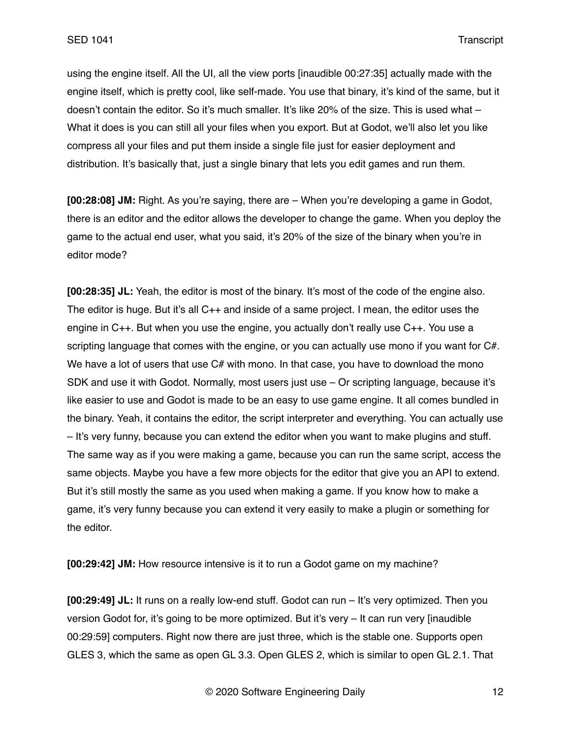using the engine itself. All the UI, all the view ports [inaudible 00:27:35] actually made with the engine itself, which is pretty cool, like self-made. You use that binary, it's kind of the same, but it doesn't contain the editor. So it's much smaller. It's like 20% of the size. This is used what – What it does is you can still all your files when you export. But at Godot, we'll also let you like compress all your files and put them inside a single file just for easier deployment and distribution. It's basically that, just a single binary that lets you edit games and run them.

**[00:28:08] JM:** Right. As you're saying, there are – When you're developing a game in Godot, there is an editor and the editor allows the developer to change the game. When you deploy the game to the actual end user, what you said, it's 20% of the size of the binary when you're in editor mode?

**[00:28:35] JL:** Yeah, the editor is most of the binary. It's most of the code of the engine also. The editor is huge. But it's all C++ and inside of a same project. I mean, the editor uses the engine in C++. But when you use the engine, you actually don't really use C++. You use a scripting language that comes with the engine, or you can actually use mono if you want for C#. We have a lot of users that use C# with mono. In that case, you have to download the mono SDK and use it with Godot. Normally, most users just use – Or scripting language, because it's like easier to use and Godot is made to be an easy to use game engine. It all comes bundled in the binary. Yeah, it contains the editor, the script interpreter and everything. You can actually use – It's very funny, because you can extend the editor when you want to make plugins and stuff. The same way as if you were making a game, because you can run the same script, access the same objects. Maybe you have a few more objects for the editor that give you an API to extend. But it's still mostly the same as you used when making a game. If you know how to make a game, it's very funny because you can extend it very easily to make a plugin or something for the editor.

**[00:29:42] JM:** How resource intensive is it to run a Godot game on my machine?

**[00:29:49] JL:** It runs on a really low-end stuff. Godot can run – It's very optimized. Then you version Godot for, it's going to be more optimized. But it's very – It can run very [inaudible 00:29:59] computers. Right now there are just three, which is the stable one. Supports open GLES 3, which the same as open GL 3.3. Open GLES 2, which is similar to open GL 2.1. That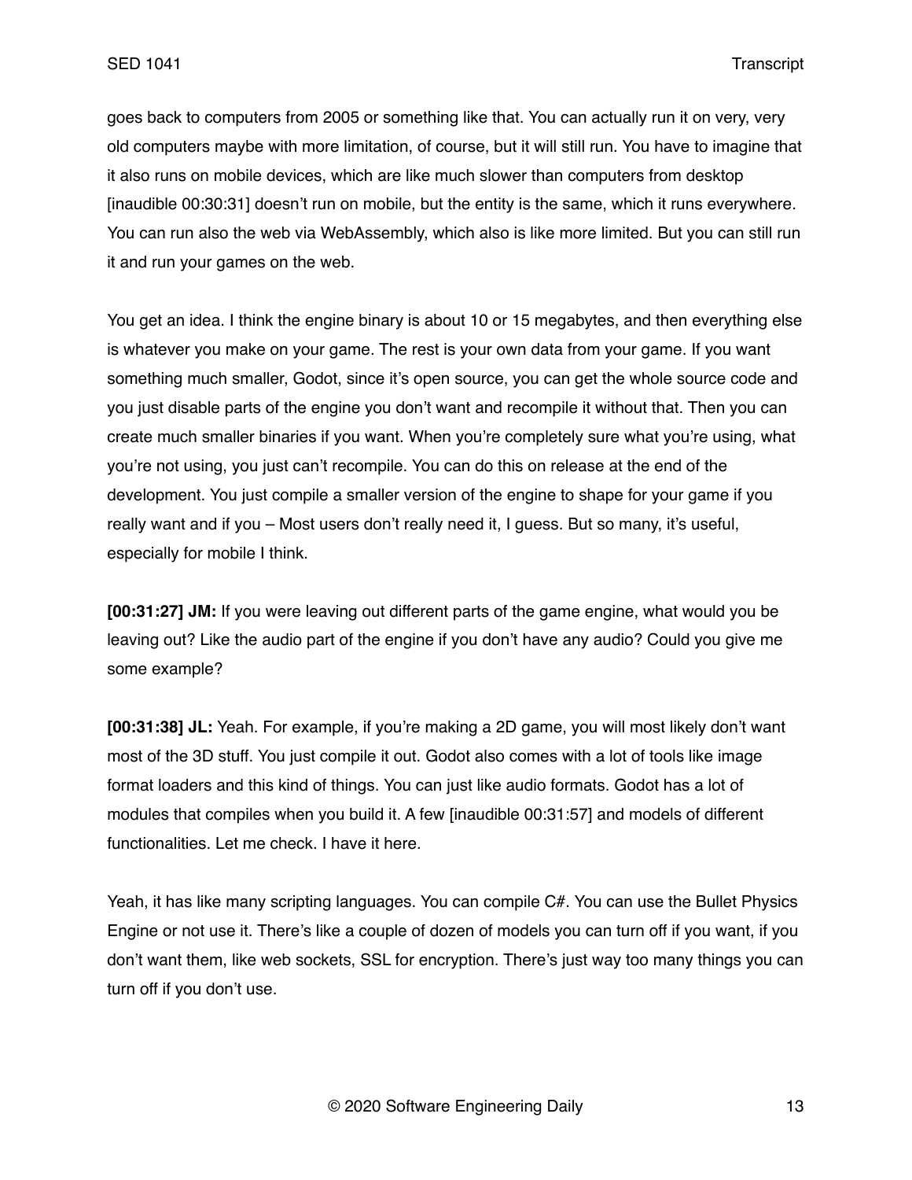goes back to computers from 2005 or something like that. You can actually run it on very, very old computers maybe with more limitation, of course, but it will still run. You have to imagine that it also runs on mobile devices, which are like much slower than computers from desktop [inaudible 00:30:31] doesn't run on mobile, but the entity is the same, which it runs everywhere. You can run also the web via WebAssembly, which also is like more limited. But you can still run it and run your games on the web.

You get an idea. I think the engine binary is about 10 or 15 megabytes, and then everything else is whatever you make on your game. The rest is your own data from your game. If you want something much smaller, Godot, since it's open source, you can get the whole source code and you just disable parts of the engine you don't want and recompile it without that. Then you can create much smaller binaries if you want. When you're completely sure what you're using, what you're not using, you just can't recompile. You can do this on release at the end of the development. You just compile a smaller version of the engine to shape for your game if you really want and if you – Most users don't really need it, I guess. But so many, it's useful, especially for mobile I think.

**[00:31:27] JM:** If you were leaving out different parts of the game engine, what would you be leaving out? Like the audio part of the engine if you don't have any audio? Could you give me some example?

**[00:31:38] JL:** Yeah. For example, if you're making a 2D game, you will most likely don't want most of the 3D stuff. You just compile it out. Godot also comes with a lot of tools like image format loaders and this kind of things. You can just like audio formats. Godot has a lot of modules that compiles when you build it. A few [inaudible 00:31:57] and models of different functionalities. Let me check. I have it here.

Yeah, it has like many scripting languages. You can compile C#. You can use the Bullet Physics Engine or not use it. There's like a couple of dozen of models you can turn off if you want, if you don't want them, like web sockets, SSL for encryption. There's just way too many things you can turn off if you don't use.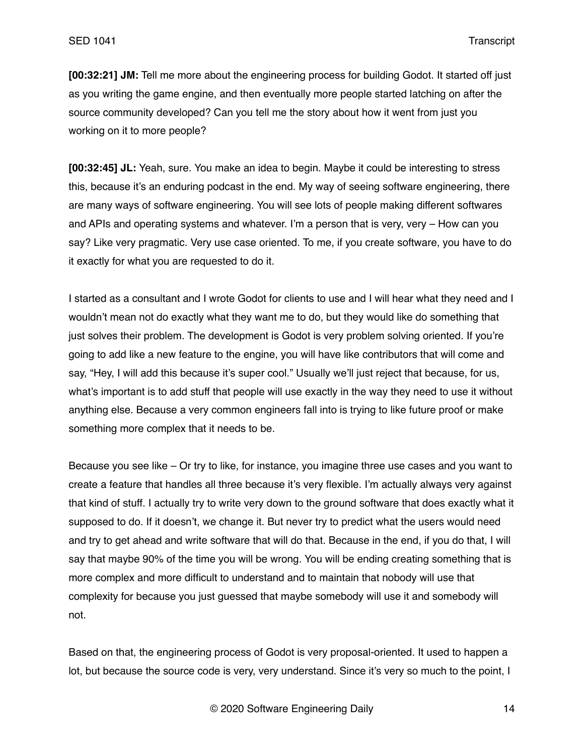**[00:32:21] JM:** Tell me more about the engineering process for building Godot. It started off just as you writing the game engine, and then eventually more people started latching on after the source community developed? Can you tell me the story about how it went from just you working on it to more people?

**[00:32:45] JL:** Yeah, sure. You make an idea to begin. Maybe it could be interesting to stress this, because it's an enduring podcast in the end. My way of seeing software engineering, there are many ways of software engineering. You will see lots of people making different softwares and APIs and operating systems and whatever. I'm a person that is very, very – How can you say? Like very pragmatic. Very use case oriented. To me, if you create software, you have to do it exactly for what you are requested to do it.

I started as a consultant and I wrote Godot for clients to use and I will hear what they need and I wouldn't mean not do exactly what they want me to do, but they would like do something that just solves their problem. The development is Godot is very problem solving oriented. If you're going to add like a new feature to the engine, you will have like contributors that will come and say, "Hey, I will add this because it's super cool." Usually we'll just reject that because, for us, what's important is to add stuff that people will use exactly in the way they need to use it without anything else. Because a very common engineers fall into is trying to like future proof or make something more complex that it needs to be.

Because you see like – Or try to like, for instance, you imagine three use cases and you want to create a feature that handles all three because it's very flexible. I'm actually always very against that kind of stuff. I actually try to write very down to the ground software that does exactly what it supposed to do. If it doesn't, we change it. But never try to predict what the users would need and try to get ahead and write software that will do that. Because in the end, if you do that, I will say that maybe 90% of the time you will be wrong. You will be ending creating something that is more complex and more difficult to understand and to maintain that nobody will use that complexity for because you just guessed that maybe somebody will use it and somebody will not.

Based on that, the engineering process of Godot is very proposal-oriented. It used to happen a lot, but because the source code is very, very understand. Since it's very so much to the point, I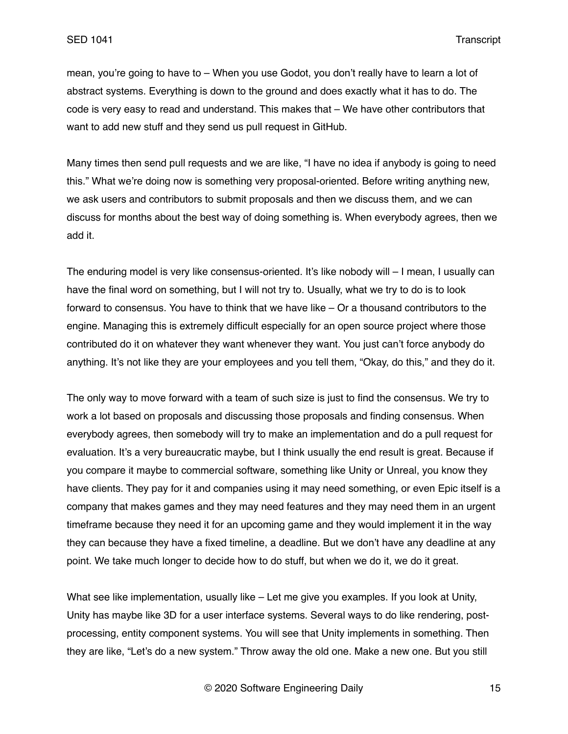mean, you're going to have to – When you use Godot, you don't really have to learn a lot of abstract systems. Everything is down to the ground and does exactly what it has to do. The code is very easy to read and understand. This makes that – We have other contributors that want to add new stuff and they send us pull request in GitHub.

Many times then send pull requests and we are like, "I have no idea if anybody is going to need this." What we're doing now is something very proposal-oriented. Before writing anything new, we ask users and contributors to submit proposals and then we discuss them, and we can discuss for months about the best way of doing something is. When everybody agrees, then we add it.

The enduring model is very like consensus-oriented. It's like nobody will – I mean, I usually can have the final word on something, but I will not try to. Usually, what we try to do is to look forward to consensus. You have to think that we have like – Or a thousand contributors to the engine. Managing this is extremely difficult especially for an open source project where those contributed do it on whatever they want whenever they want. You just can't force anybody do anything. It's not like they are your employees and you tell them, "Okay, do this," and they do it.

The only way to move forward with a team of such size is just to find the consensus. We try to work a lot based on proposals and discussing those proposals and finding consensus. When everybody agrees, then somebody will try to make an implementation and do a pull request for evaluation. It's a very bureaucratic maybe, but I think usually the end result is great. Because if you compare it maybe to commercial software, something like Unity or Unreal, you know they have clients. They pay for it and companies using it may need something, or even Epic itself is a company that makes games and they may need features and they may need them in an urgent timeframe because they need it for an upcoming game and they would implement it in the way they can because they have a fixed timeline, a deadline. But we don't have any deadline at any point. We take much longer to decide how to do stuff, but when we do it, we do it great.

What see like implementation, usually like – Let me give you examples. If you look at Unity, Unity has maybe like 3D for a user interface systems. Several ways to do like rendering, post-processing, entity component systems. You will see that Unity implements in something. Then they are like, "Let's do a new system." Throw away the old one. Make a new one. But you still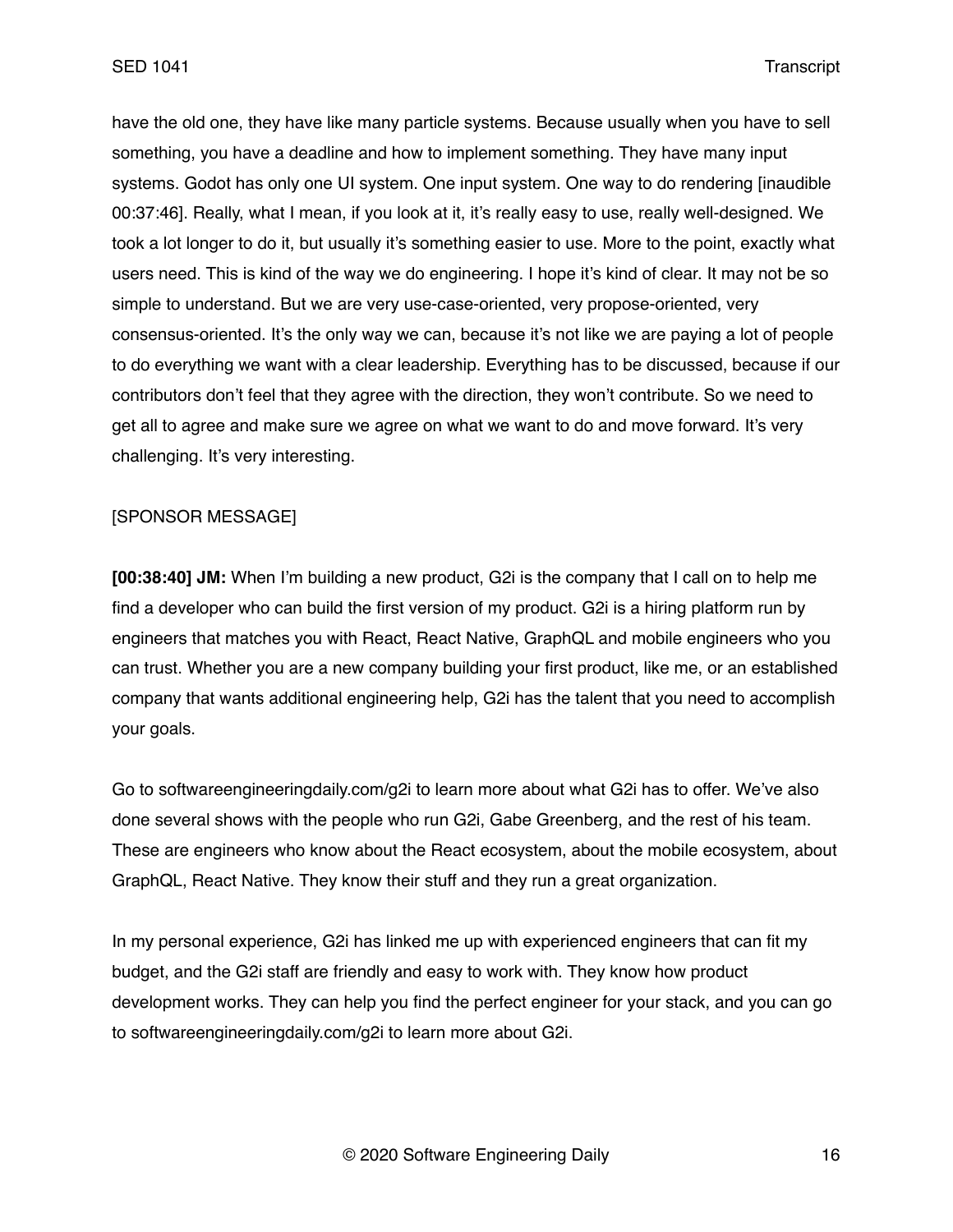have the old one, they have like many particle systems. Because usually when you have to sell something, you have a deadline and how to implement something. They have many input systems. Godot has only one UI system. One input system. One way to do rendering [inaudible 00:37:46]. Really, what I mean, if you look at it, it's really easy to use, really well-designed. We took a lot longer to do it, but usually it's something easier to use. More to the point, exactly what users need. This is kind of the way we do engineering. I hope it's kind of clear. It may not be so simple to understand. But we are very use-case-oriented, very propose-oriented, very consensus-oriented. It's the only way we can, because it's not like we are paying a lot of people to do everything we want with a clear leadership. Everything has to be discussed, because if our contributors don't feel that they agree with the direction, they won't contribute. So we need to get all to agree and make sure we agree on what we want to do and move forward. It's very challenging. It's very interesting.

[SPONSOR MESSAGE]

**[00:38:40] JM:** When I'm building a new product, G2i is the company that I call on to help me find a developer who can build the first version of my product. G2i is a hiring platform run by engineers that matches you with React, React Native, GraphQL and mobile engineers who you can trust. Whether you are a new company building your first product, like me, or an established company that wants additional engineering help, G2i has the talent that you need to accomplish your goals.

Go to softwareengineeringdaily.com/g2i to learn more about what G2i has to offer. We've also done several shows with the people who run G2i, Gabe Greenberg, and the rest of his team. These are engineers who know about the React ecosystem, about the mobile ecosystem, about GraphQL, React Native. They know their stuff and they run a great organization.

In my personal experience, G2i has linked me up with experienced engineers that can fit my budget, and the G2i staff are friendly and easy to work with. They know how product development works. They can help you find the perfect engineer for your stack, and you can go to softwareengineeringdaily.com/g2i to learn more about G2i.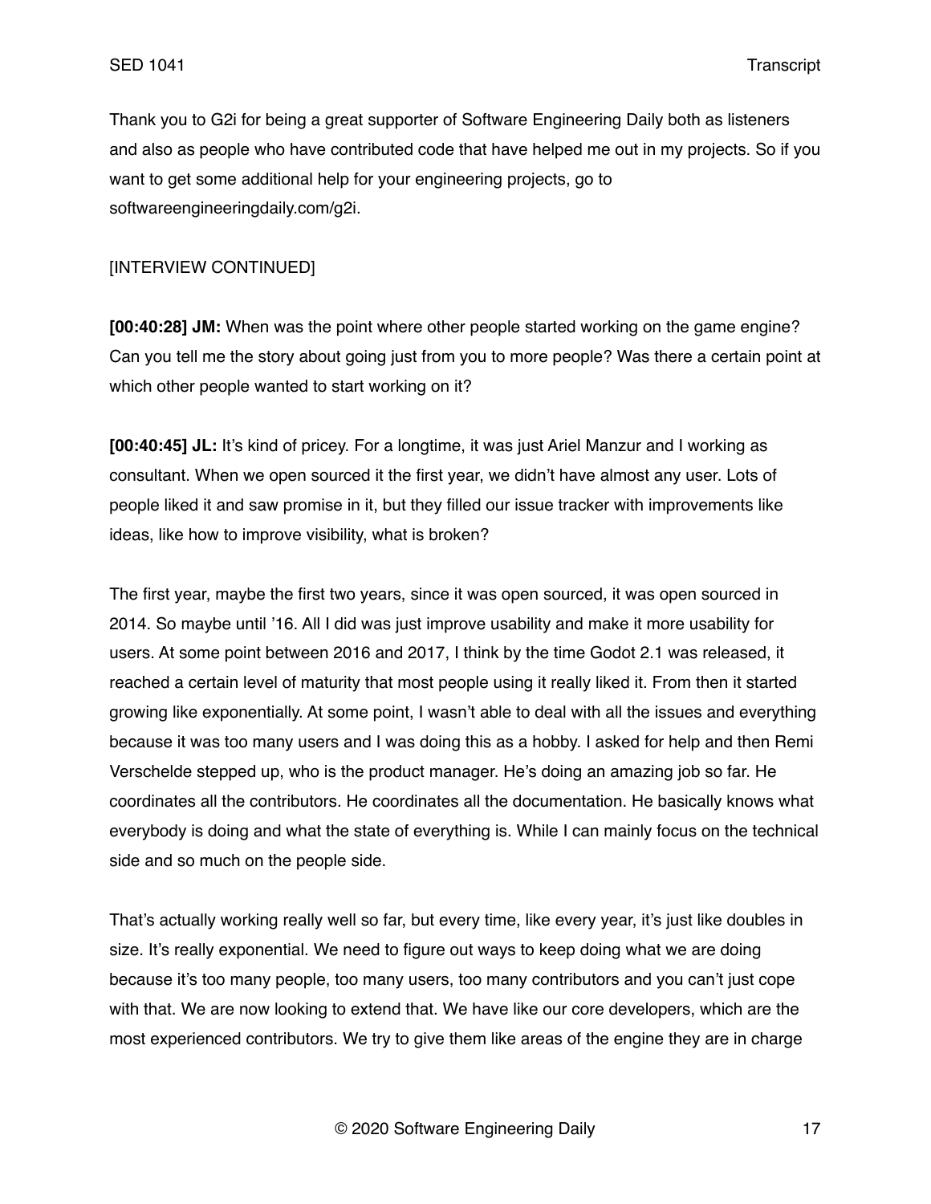Thank you to G2i for being a great supporter of Software Engineering Daily both as listeners and also as people who have contributed code that have helped me out in my projects. So if you want to get some additional help for your engineering projects, go to softwareengineeringdaily.com/g2i.

[INTERVIEW CONTINUED]

**[00:40:28] JM:** When was the point where other people started working on the game engine? Can you tell me the story about going just from you to more people? Was there a certain point at which other people wanted to start working on it?

**[00:40:45] JL:** It's kind of pricey. For a longtime, it was just Ariel Manzur and I working as consultant. When we open sourced it the first year, we didn't have almost any user. Lots of people liked it and saw promise in it, but they filled our issue tracker with improvements like ideas, like how to improve visibility, what is broken?

The first year, maybe the first two years, since it was open sourced, it was open sourced in 2014. So maybe until '16. All I did was just improve usability and make it more usability for users. At some point between 2016 and 2017, I think by the time Godot 2.1 was released, it reached a certain level of maturity that most people using it really liked it. From then it started growing like exponentially. At some point, I wasn't able to deal with all the issues and everything because it was too many users and I was doing this as a hobby. I asked for help and then Remi Verschelde stepped up, who is the product manager. He's doing an amazing job so far. He coordinates all the contributors. He coordinates all the documentation. He basically knows what everybody is doing and what the state of everything is. While I can mainly focus on the technical side and so much on the people side.

That's actually working really well so far, but every time, like every year, it's just like doubles in size. It's really exponential. We need to figure out ways to keep doing what we are doing because it's too many people, too many users, too many contributors and you can't just cope with that. We are now looking to extend that. We have like our core developers, which are the most experienced contributors. We try to give them like areas of the engine they are in charge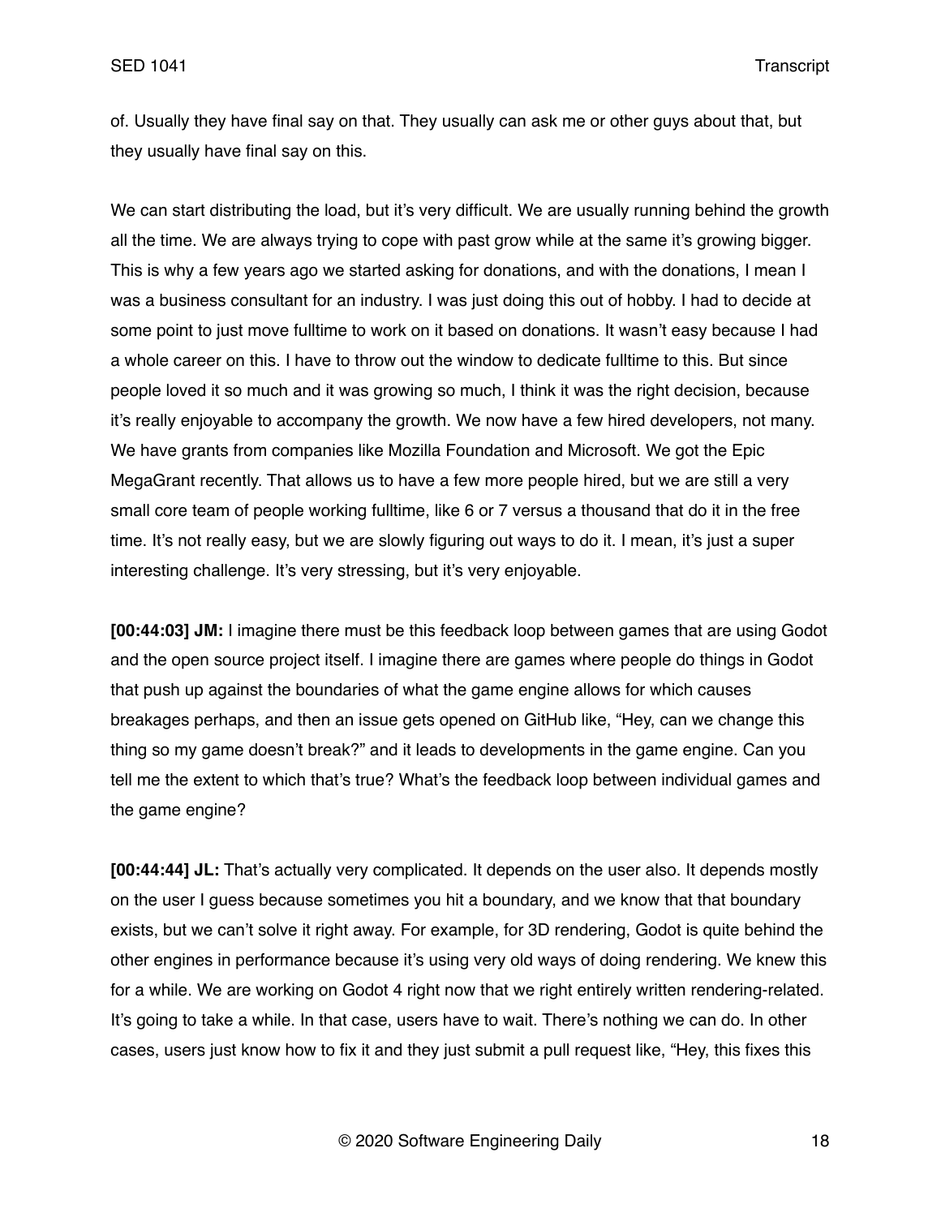of. Usually they have final say on that. They usually can ask me or other guys about that, but they usually have final say on this.

We can start distributing the load, but it's very difficult. We are usually running behind the growth all the time. We are always trying to cope with past grow while at the same it's growing bigger. This is why a few years ago we started asking for donations, and with the donations, I mean I was a business consultant for an industry. I was just doing this out of hobby. I had to decide at some point to just move fulltime to work on it based on donations. It wasn't easy because I had a whole career on this. I have to throw out the window to dedicate fulltime to this. But since people loved it so much and it was growing so much, I think it was the right decision, because it's really enjoyable to accompany the growth. We now have a few hired developers, not many. We have grants from companies like Mozilla Foundation and Microsoft. We got the Epic MegaGrant recently. That allows us to have a few more people hired, but we are still a very small core team of people working fulltime, like 6 or 7 versus a thousand that do it in the free time. It's not really easy, but we are slowly figuring out ways to do it. I mean, it's just a super interesting challenge. It's very stressing, but it's very enjoyable.

**[00:44:03] JM:** I imagine there must be this feedback loop between games that are using Godot and the open source project itself. I imagine there are games where people do things in Godot that push up against the boundaries of what the game engine allows for which causes breakages perhaps, and then an issue gets opened on GitHub like, "Hey, can we change this thing so my game doesn't break?" and it leads to developments in the game engine. Can you tell me the extent to which that's true? What's the feedback loop between individual games and the game engine?

**[00:44:44] JL:** That's actually very complicated. It depends on the user also. It depends mostly on the user I guess because sometimes you hit a boundary, and we know that that boundary exists, but we can't solve it right away. For example, for 3D rendering, Godot is quite behind the other engines in performance because it's using very old ways of doing rendering. We knew this for a while. We are working on Godot 4 right now that we right entirely written rendering-related. It's going to take a while. In that case, users have to wait. There's nothing we can do. In other cases, users just know how to fix it and they just submit a pull request like, "Hey, this fixes this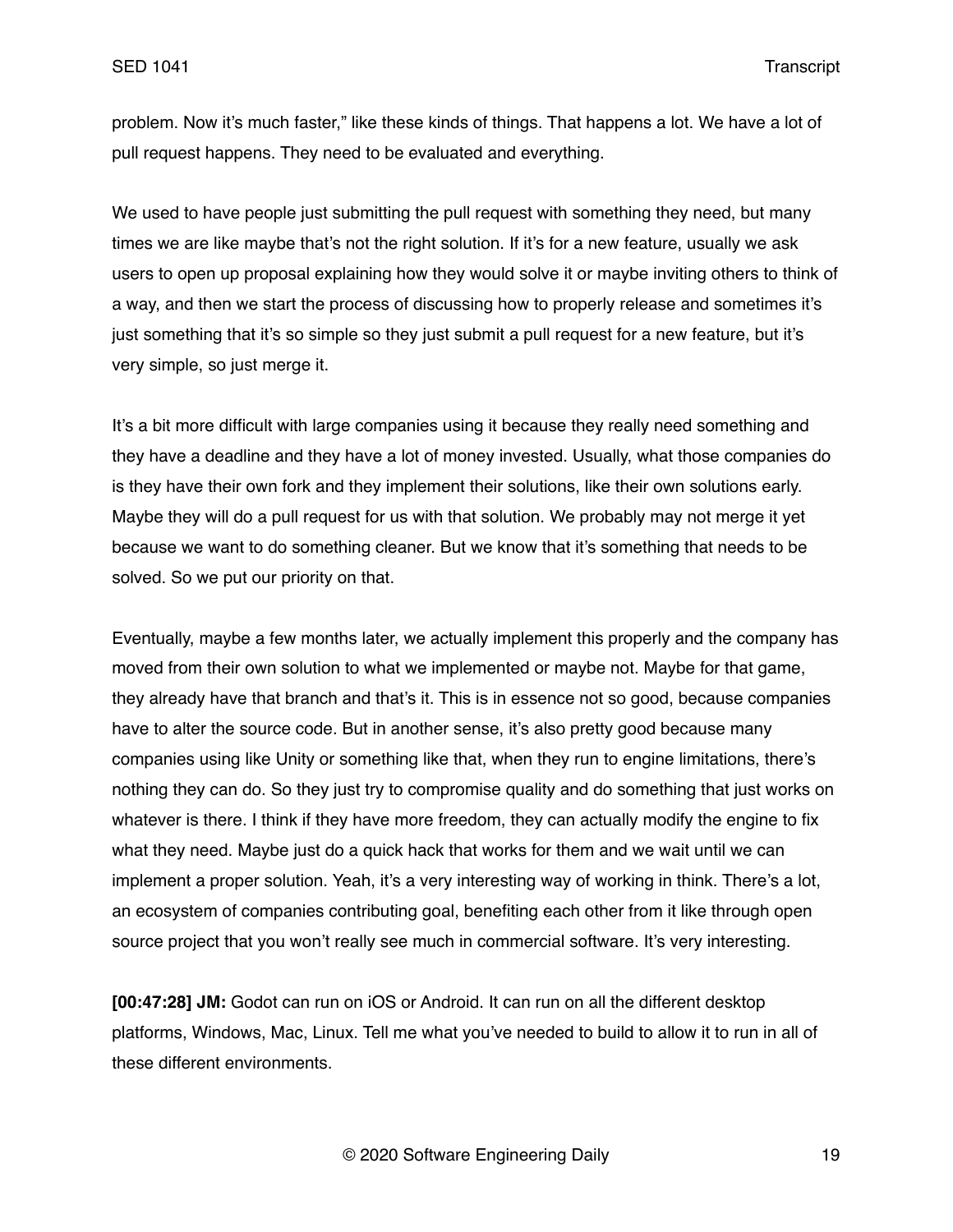problem. Now it's much faster," like these kinds of things. That happens a lot. We have a lot of pull request happens. They need to be evaluated and everything.

We used to have people just submitting the pull request with something they need, but many times we are like maybe that's not the right solution. If it's for a new feature, usually we ask users to open up proposal explaining how they would solve it or maybe inviting others to think of a way, and then we start the process of discussing how to properly release and sometimes it's just something that it's so simple so they just submit a pull request for a new feature, but it's very simple, so just merge it.

It's a bit more difficult with large companies using it because they really need something and they have a deadline and they have a lot of money invested. Usually, what those companies do is they have their own fork and they implement their solutions, like their own solutions early. Maybe they will do a pull request for us with that solution. We probably may not merge it yet because we want to do something cleaner. But we know that it's something that needs to be solved. So we put our priority on that.

Eventually, maybe a few months later, we actually implement this properly and the company has moved from their own solution to what we implemented or maybe not. Maybe for that game, they already have that branch and that's it. This is in essence not so good, because companies have to alter the source code. But in another sense, it's also pretty good because many companies using like Unity or something like that, when they run to engine limitations, there's nothing they can do. So they just try to compromise quality and do something that just works on whatever is there. I think if they have more freedom, they can actually modify the engine to fix what they need. Maybe just do a quick hack that works for them and we wait until we can implement a proper solution. Yeah, it's a very interesting way of working in think. There's a lot, an ecosystem of companies contributing goal, benefiting each other from it like through open source project that you won't really see much in commercial software. It's very interesting.

**[00:47:28] JM:** Godot can run on iOS or Android. It can run on all the different desktop platforms, Windows, Mac, Linux. Tell me what you've needed to build to allow it to run in all of these different environments.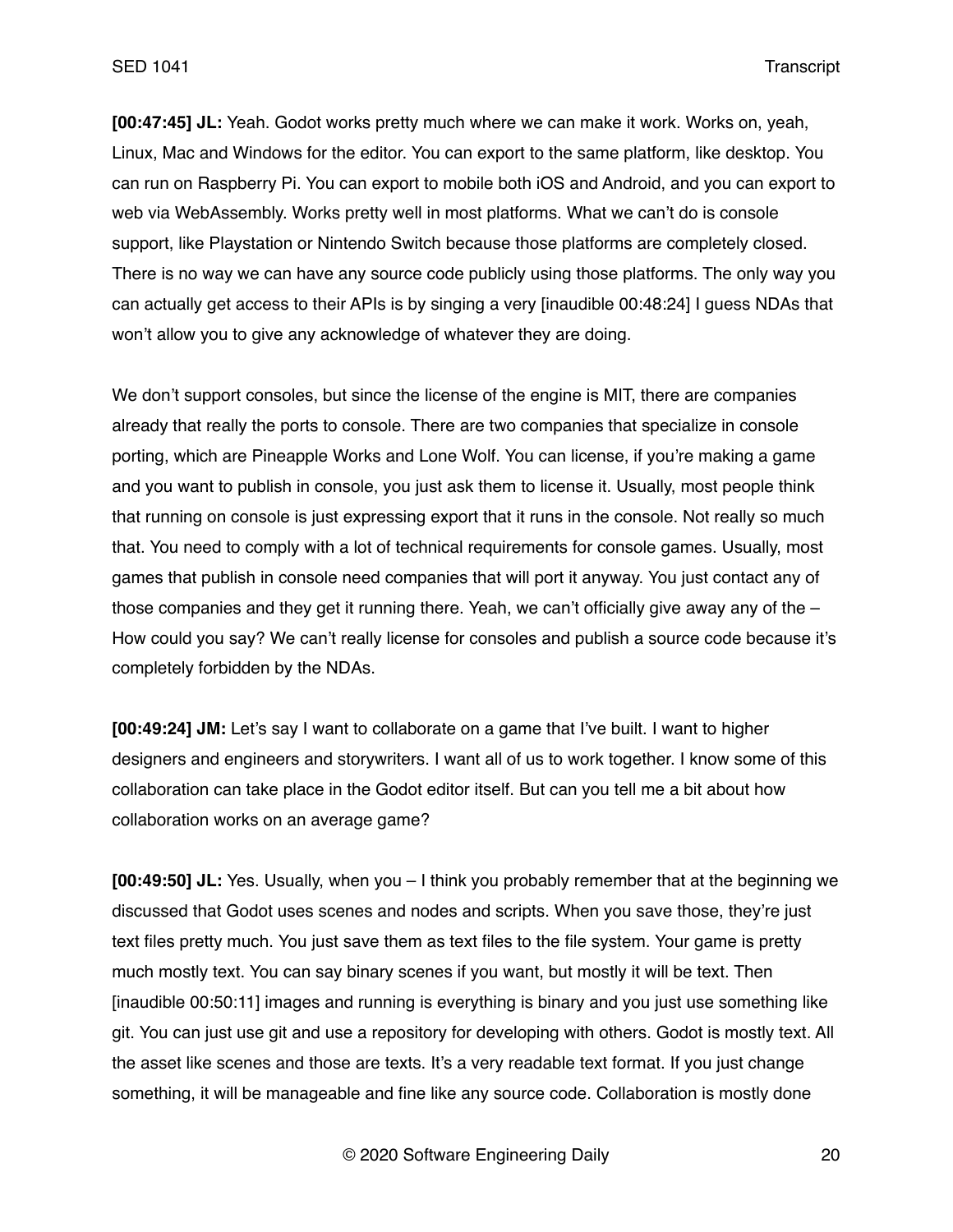**[00:47:45] JL:** Yeah. Godot works pretty much where we can make it work. Works on, yeah, Linux, Mac and Windows for the editor. You can export to the same platform, like desktop. You can run on Raspberry Pi. You can export to mobile both iOS and Android, and you can export to web via WebAssembly. Works pretty well in most platforms. What we can't do is console support, like Playstation or Nintendo Switch because those platforms are completely closed. There is no way we can have any source code publicly using those platforms. The only way you can actually get access to their APIs is by singing a very [inaudible 00:48:24] I guess NDAs that won't allow you to give any acknowledge of whatever they are doing.

We don't support consoles, but since the license of the engine is MIT, there are companies already that really the ports to console. There are two companies that specialize in console porting, which are Pineapple Works and Lone Wolf. You can license, if you're making a game and you want to publish in console, you just ask them to license it. Usually, most people think that running on console is just expressing export that it runs in the console. Not really so much that. You need to comply with a lot of technical requirements for console games. Usually, most games that publish in console need companies that will port it anyway. You just contact any of those companies and they get it running there. Yeah, we can't officially give away any of the – How could you say? We can't really license for consoles and publish a source code because it's completely forbidden by the NDAs.

**[00:49:24] JM:** Let's say I want to collaborate on a game that I've built. I want to higher designers and engineers and storywriters. I want all of us to work together. I know some of this collaboration can take place in the Godot editor itself. But can you tell me a bit about how collaboration works on an average game?

**[00:49:50] JL:** Yes. Usually, when you – I think you probably remember that at the beginning we discussed that Godot uses scenes and nodes and scripts. When you save those, they're just text files pretty much. You just save them as text files to the file system. Your game is pretty much mostly text. You can say binary scenes if you want, but mostly it will be text. Then [inaudible 00:50:11] images and running is everything is binary and you just use something like git. You can just use git and use a repository for developing with others. Godot is mostly text. All the asset like scenes and those are texts. It's a very readable text format. If you just change something, it will be manageable and fine like any source code. Collaboration is mostly done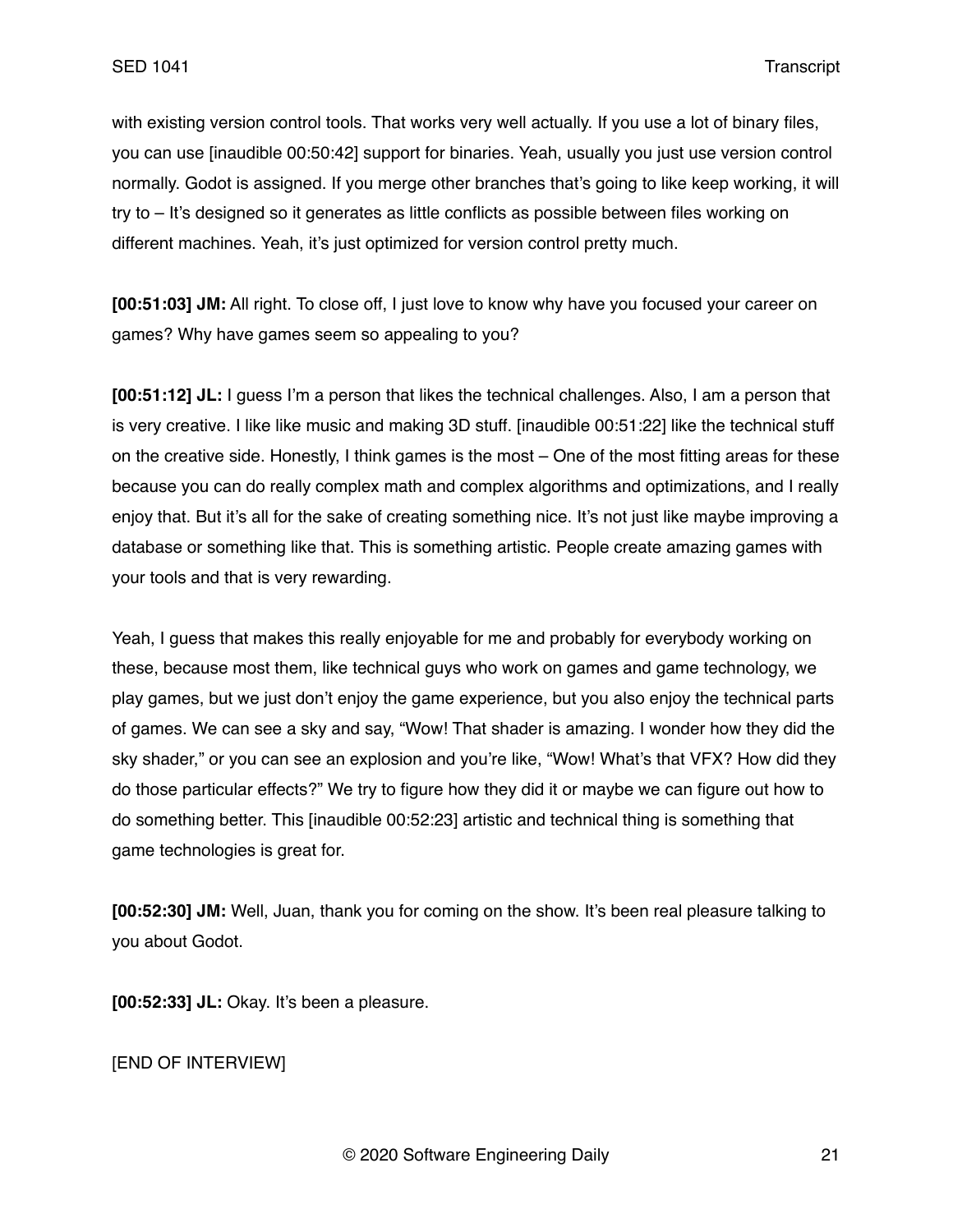with existing version control tools. That works very well actually. If you use a lot of binary files, you can use [inaudible 00:50:42] support for binaries. Yeah, usually you just use version control normally. Godot is assigned. If you merge other branches that's going to like keep working, it will try to – It's designed so it generates as little conflicts as possible between files working on different machines. Yeah, it's just optimized for version control pretty much.

**[00:51:03] JM:** All right. To close off, I just love to know why have you focused your career on games? Why have games seem so appealing to you?

**[00:51:12] JL:** I guess I'm a person that likes the technical challenges. Also, I am a person that is very creative. I like like music and making 3D stuff. [inaudible 00:51:22] like the technical stuff on the creative side. Honestly, I think games is the most – One of the most fitting areas for these because you can do really complex math and complex algorithms and optimizations, and I really enjoy that. But it's all for the sake of creating something nice. It's not just like maybe improving a database or something like that. This is something artistic. People create amazing games with your tools and that is very rewarding.

Yeah, I guess that makes this really enjoyable for me and probably for everybody working on these, because most them, like technical guys who work on games and game technology, we play games, but we just don't enjoy the game experience, but you also enjoy the technical parts of games. We can see a sky and say, "Wow! That shader is amazing. I wonder how they did the sky shader," or you can see an explosion and you're like, "Wow! What's that VFX? How did they do those particular effects?" We try to figure how they did it or maybe we can figure out how to do something better. This [inaudible 00:52:23] artistic and technical thing is something that game technologies is great for.

**[00:52:30] JM:** Well, Juan, thank you for coming on the show. It's been real pleasure talking to you about Godot.

**[00:52:33] JL:** Okay. It's been a pleasure.

[END OF INTERVIEW]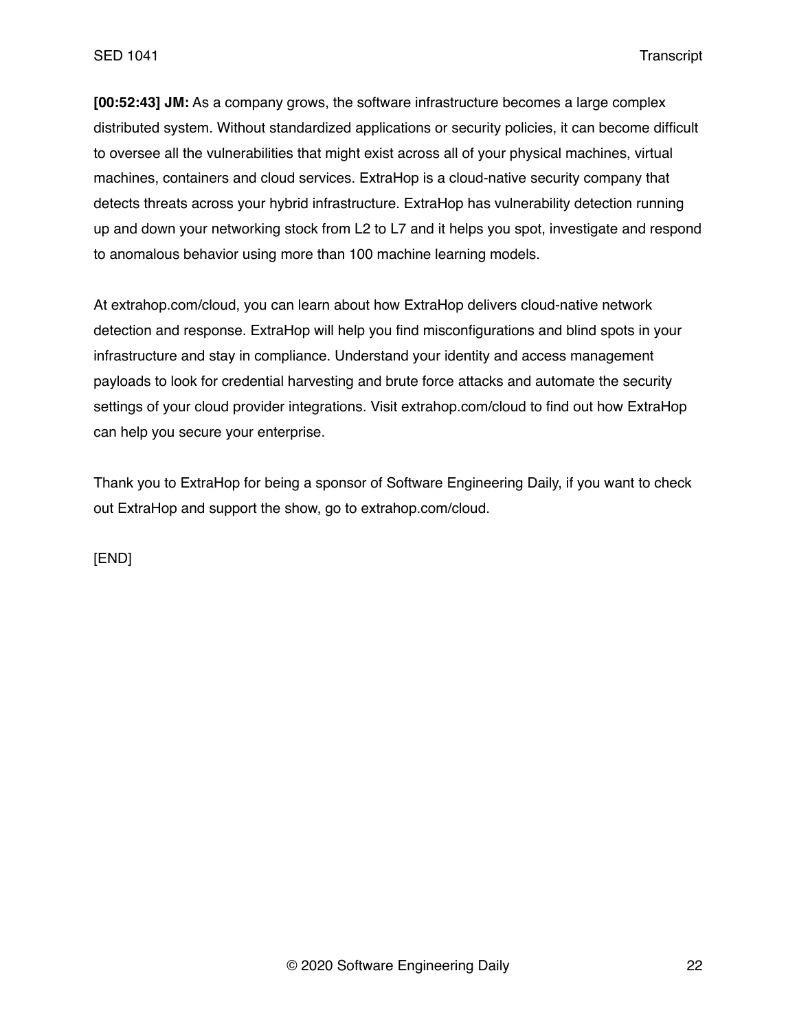**[00:52:43] JM:** As a company grows, the software infrastructure becomes a large complex distributed system. Without standardized applications or security policies, it can become difficult to oversee all the vulnerabilities that might exist across all of your physical machines, virtual machines, containers and cloud services. ExtraHop is a cloud-native security company that detects threats across your hybrid infrastructure. ExtraHop has vulnerability detection running up and down your networking stock from L2 to L7 and it helps you spot, investigate and respond to anomalous behavior using more than 100 machine learning models.

At extrahop.com/cloud, you can learn about how ExtraHop delivers cloud-native network detection and response. ExtraHop will help you find misconfigurations and blind spots in your infrastructure and stay in compliance. Understand your identity and access management payloads to look for credential harvesting and brute force attacks and automate the security settings of your cloud provider integrations. Visit extrahop.com/cloud to find out how ExtraHop can help you secure your enterprise.

Thank you to ExtraHop for being a sponsor of Software Engineering Daily, if you want to check out ExtraHop and support the show, go to extrahop.com/cloud.

[END]